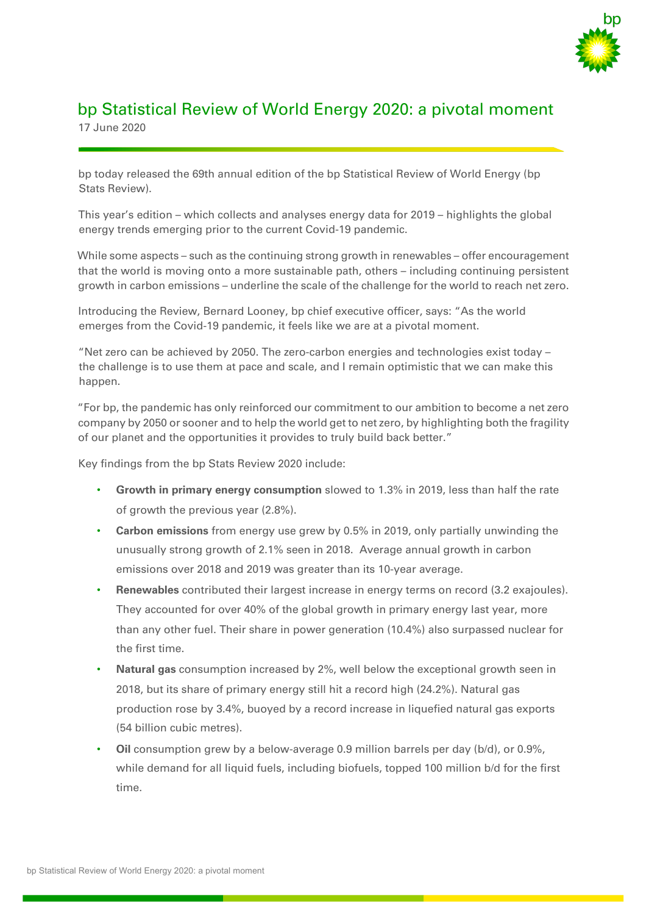# bp Statistical Review of World Energy 2020: a pivotal moment

17 June 2020

bp today released the 69th annual edition of the bp Statistical Review of World Energy (bp Stats Review).

This year's edition – which collects and analyses energy data for 2019 – highlights the global energy trends emerging prior to the current Covid-19 pandemic.

While some aspects – such as the continuing strong growth in renewables – offer encouragement that the world is moving onto a more sustainable path, others – including continuing persistent growth in carbon emissions – underline the scale of the challenge for the world to reach net zero.

Introducing the Review, Bernard Looney, bp chief executive officer, says: "As the world emerges from the Covid-19 pandemic, it feels like we are at a pivotal moment.

"Net zero can be achieved by 2050. The zero-carbon energies and technologies exist today – the challenge is to use them at pace and scale, and I remain optimistic that we can make this happen.

"For bp, the pandemic has only reinforced our commitment to our ambition to become a net zero company by 2050 or sooner and to help the world get to net zero, by highlighting both the fragility of our planet and the opportunities it provides to truly build back better."

Key findings from the bp Stats Review 2020 include:

- **Growth in primary energy consumption** slowed to 1.3% in 2019, less than half the rate of growth the previous year (2.8%).
- **Carbon emissions** from energy use grew by 0.5% in 2019, only partially unwinding the unusually strong growth of 2.1% seen in 2018. Average annual growth in carbon emissions over 2018 and 2019 was greater than its 10-year average.
- **Renewables** contributed their largest increase in energy terms on record (3.2 exajoules). They accounted for over 40% of the global growth in primary energy last year, more than any other fuel. Their share in power generation (10.4%) also surpassed nuclear for the first time.
- **Natural gas** consumption increased by 2%, well below the exceptional growth seen in 2018, but its share of primary energy still hit a record high (24.2%). Natural gas production rose by 3.4%, buoyed by a record increase in liquefied natural gas exports (54 billion cubic metres).
- **Oil** consumption grew by a below-average 0.9 million barrels per day (b/d), or 0.9%, while demand for all liquid fuels, including biofuels, topped 100 million b/d for the first time.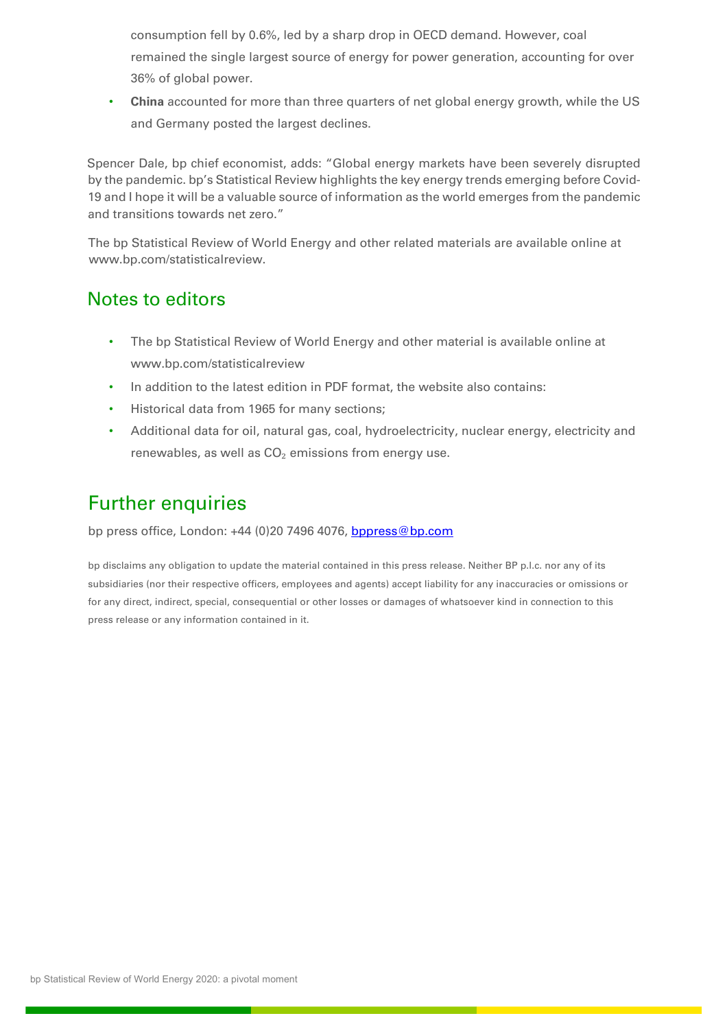consumption fell by 0.6%, led by a sharp drop in OECD demand. However, coal remained the single largest source of energy for power generation, accounting for over 36% of global power.

- **China** accounted for more than three quarters of net global energy growth, while the US and Germany posted the largest declines.

Spencer Dale, bp chief economist, adds: "Global energy markets have been severely disrupted by the pandemic. bp's Statistical Review highlights the key energy trends emerging before Covid-19 and I hope it will be a valuable source of information as the world emerges from the pandemic and transitions towards net zero."

The bp Statistical Review of World Energy and other related materials are available online at www.bp.com/statisticalreview.

## Notes to editors

- The bp Statistical Review of World Energy and other material is available online at www.bp.com/statisticalreview
- In addition to the latest edition in PDF format, the website also contains:
- Historical data from 1965 for many sections;
- Additional data for oil, natural gas, coal, hydroelectricity, nuclear energy, electricity and renewables, as well as $CO_2$ emissions from energy use.

## Further enquiries

bp press office, London: +44 (0)20 7496 4076, bppress@bp.com

bp disclaims any obligation to update the material contained in this press release. Neither BP p.l.c. nor any of its subsidiaries (nor their respective officers, employees and agents) accept liability for any inaccuracies or omissions or for any direct, indirect, special, consequential or other losses or damages of whatsoever kind in connection to this press release or any information contained in it.